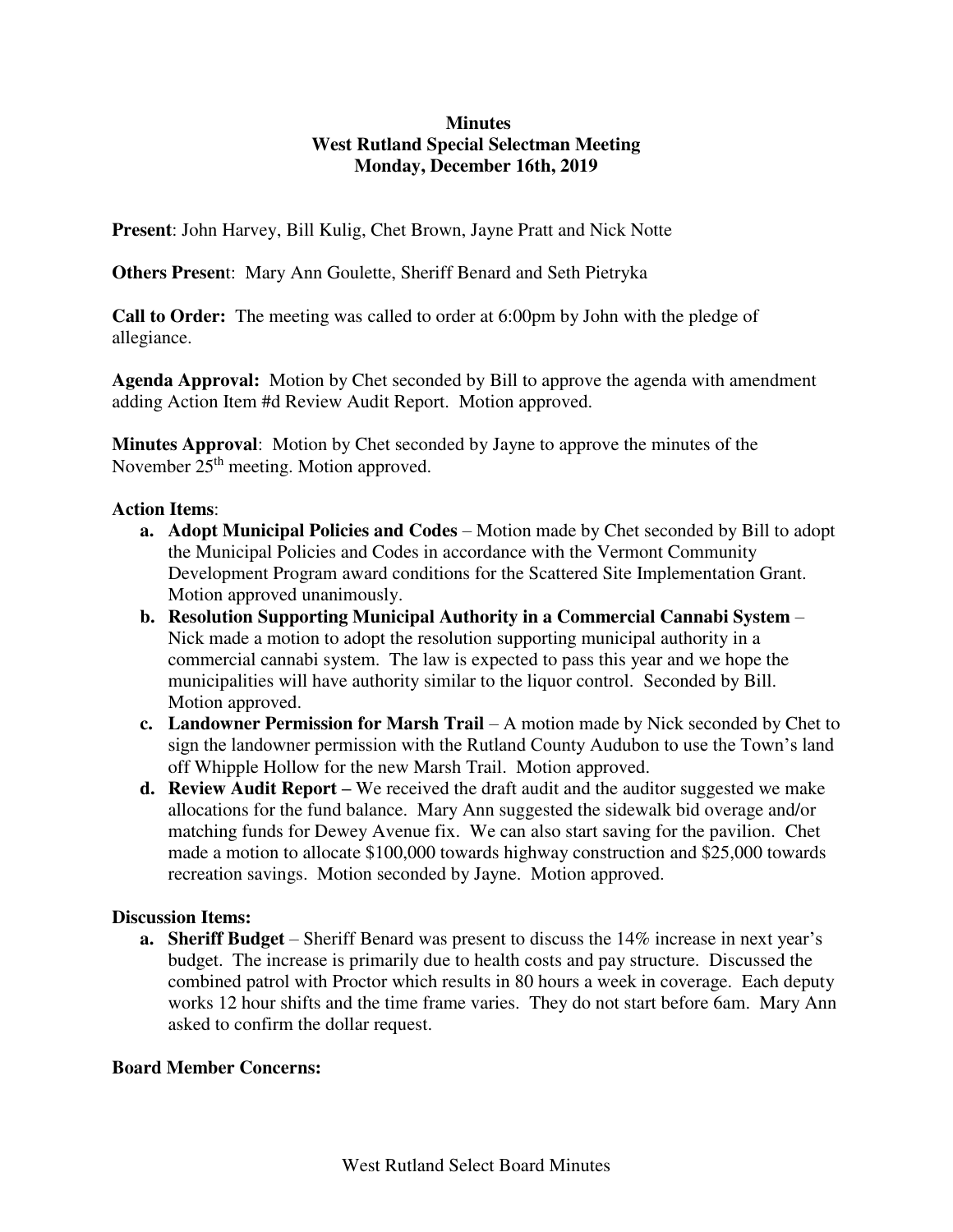# Minutes
## West Rutland Special Selectman Meeting
## Monday, December 16th, 2019

**Present**: John Harvey, Bill Kulig, Chet Brown, Jayne Pratt and Nick Notte

**Others Present**: Mary Ann Goulette, Sheriff Benard and Seth Pietryka

**Call to Order:** The meeting was called to order at 6:00pm by John with the pledge of allegiance.

**Agenda Approval:** Motion by Chet seconded by Bill to approve the agenda with amendment adding Action Item #d Review Audit Report. Motion approved.

**Minutes Approval**: Motion by Chet seconded by Jayne to approve the minutes of the November 25th meeting. Motion approved.

**Action Items**:

a. **Adopt Municipal Policies and Codes** – Motion made by Chet seconded by Bill to adopt the Municipal Policies and Codes in accordance with the Vermont Community Development Program award conditions for the Scattered Site Implementation Grant. Motion approved unanimously.

b. **Resolution Supporting Municipal Authority in a Commercial Cannabi System** – Nick made a motion to adopt the resolution supporting municipal authority in a commercial cannabi system. The law is expected to pass this year and we hope the municipalities will have authority similar to the liquor control. Seconded by Bill. Motion approved.

c. **Landowner Permission for Marsh Trail** – A motion made by Nick seconded by Chet to sign the landowner permission with the Rutland County Audubon to use the Town's land off Whipple Hollow for the new Marsh Trail. Motion approved.

d. **Review Audit Report –** We received the draft audit and the auditor suggested we make allocations for the fund balance. Mary Ann suggested the sidewalk bid overage and/or matching funds for Dewey Avenue fix. We can also start saving for the pavilion. Chet made a motion to allocate $100,000 towards highway construction and $25,000 towards recreation savings. Motion seconded by Jayne. Motion approved.

**Discussion Items:**

a. **Sheriff Budget** – Sheriff Benard was present to discuss the 14% increase in next year's budget. The increase is primarily due to health costs and pay structure. Discussed the combined patrol with Proctor which results in 80 hours a week in coverage. Each deputy works 12 hour shifts and the time frame varies. They do not start before 6am. Mary Ann asked to confirm the dollar request.

**Board Member Concerns:**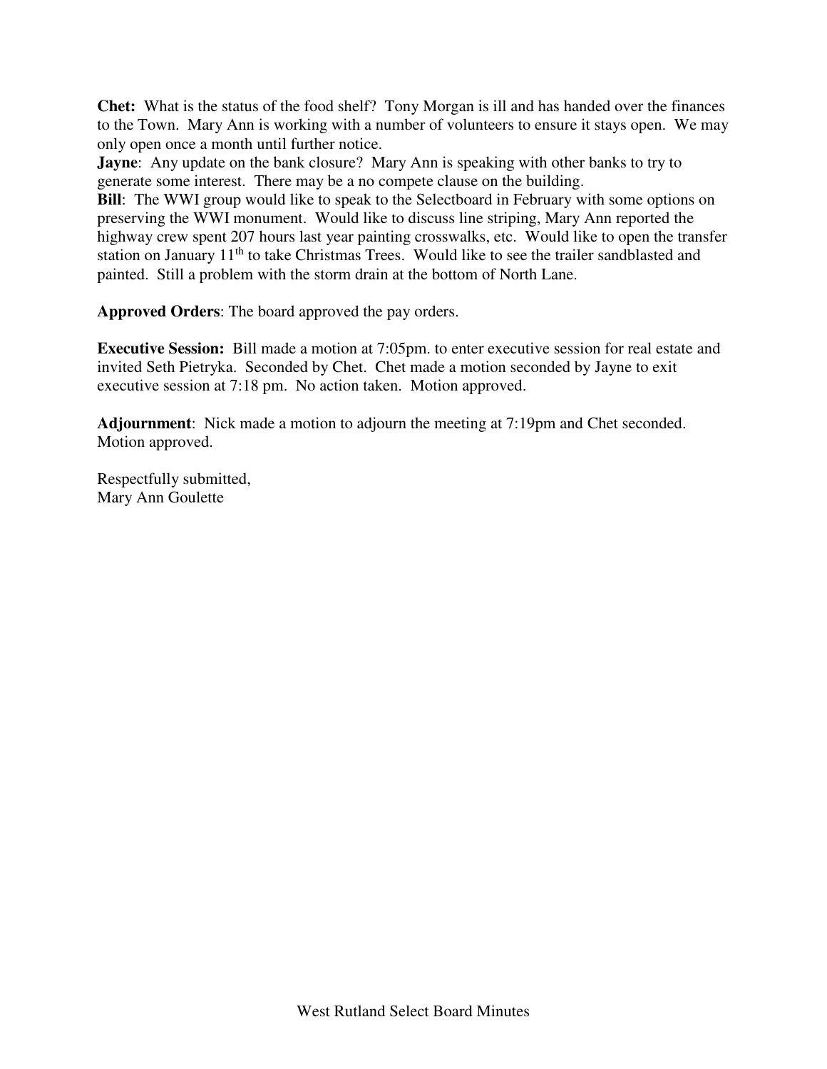**Chet:** What is the status of the food shelf? Tony Morgan is ill and has handed over the finances to the Town. Mary Ann is working with a number of volunteers to ensure it stays open. We may only open once a month until further notice.

**Jayne**: Any update on the bank closure? Mary Ann is speaking with other banks to try to generate some interest. There may be a no compete clause on the building.

**Bill**: The WWI group would like to speak to the Selectboard in February with some options on preserving the WWI monument. Would like to discuss line striping, Mary Ann reported the highway crew spent 207 hours last year painting crosswalks, etc. Would like to open the transfer station on January 11th to take Christmas Trees. Would like to see the trailer sandblasted and painted. Still a problem with the storm drain at the bottom of North Lane.

**Approved Orders**: The board approved the pay orders.

**Executive Session:** Bill made a motion at 7:05pm. to enter executive session for real estate and invited Seth Pietryka. Seconded by Chet. Chet made a motion seconded by Jayne to exit executive session at 7:18 pm. No action taken. Motion approved.

**Adjournment**: Nick made a motion to adjourn the meeting at 7:19pm and Chet seconded. Motion approved.

Respectfully submitted,
Mary Ann Goulette